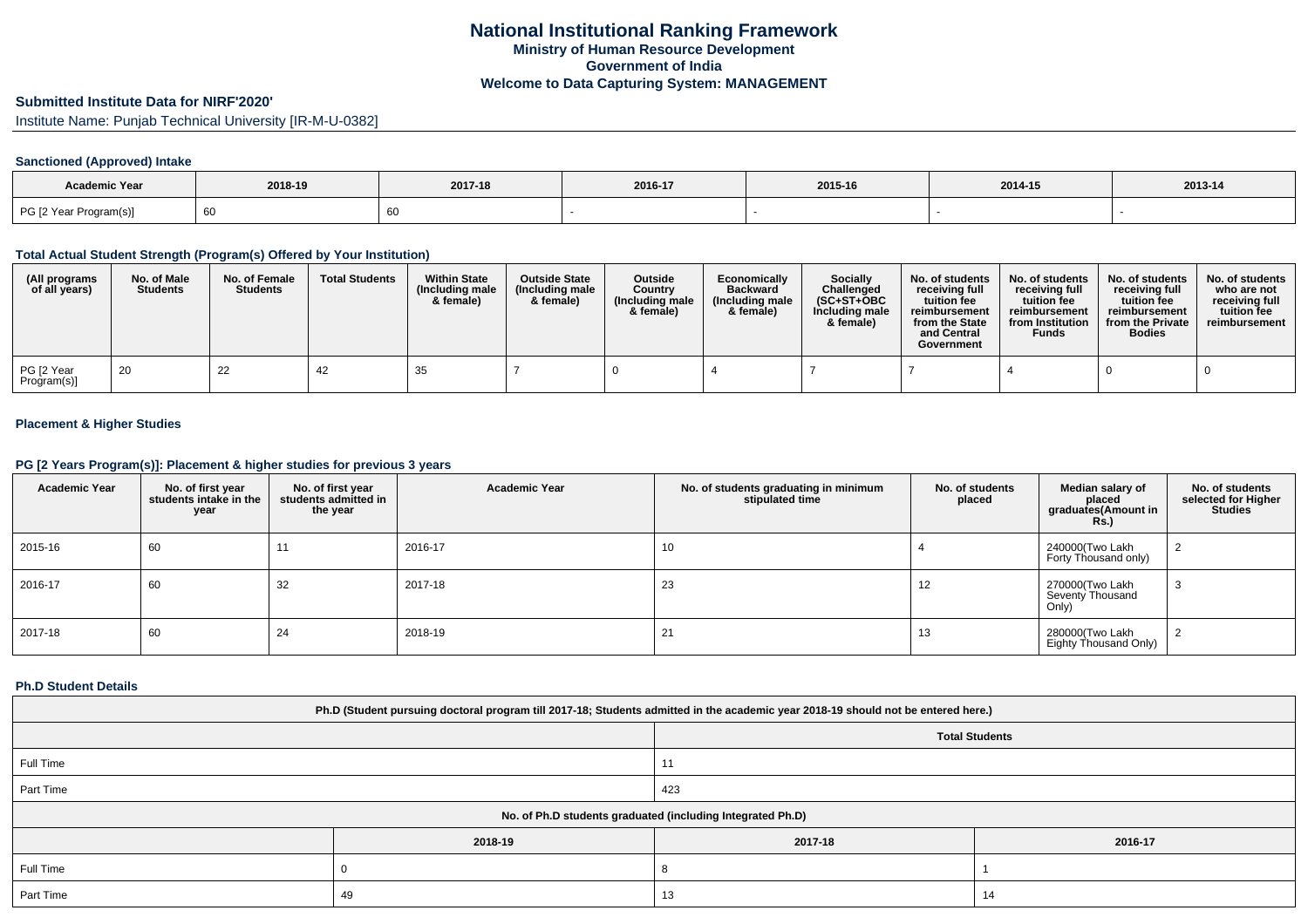# National Institutional Ranking Framework

## Ministry of Human Resource Development

## Government of India

## Welcome to Data Capturing System: MANAGEMENT

### Submitted Institute Data for NIRF'2020'

Institute Name: Punjab Technical University [IR-M-U-0382]

#### Sanctioned (Approved) Intake

| Academic Year | 2018-19 | 2017-18 | 2016-17 | 2015-16 | 2014-15 | 2013-14 |
|---|---|---|---|---|---|---|
| PG [2 Year Program(s)] | 60 | 60 | - | - | - | - |

#### Total Actual Student Strength (Program(s) Offered by Your Institution)

| (All programs of all years) | No. of Male Students | No. of Female Students | Total Students | Within State (Including male & female) | Outside State (Including male & female) | Outside Country (Including male & female) | Economically Backward (Including male & female) | Socially Challenged (SC+ST+OBC Including male & female) | No. of students receiving full tuition fee reimbursement from the State and Central Government | No. of students receiving full tuition fee reimbursement from Institution Funds | No. of students receiving full tuition fee reimbursement from the Private Bodies | No. of students who are not receiving full tuition fee reimbursement |
|---|---|---|---|---|---|---|---|---|---|---|---|---|
| PG [2 Year Program(s)] | 20 | 22 | 42 | 35 | 7 | 0 | 4 | 7 | 7 | 4 | 0 | 0 |

#### Placement & Higher Studies

#### PG [2 Years Program(s)]: Placement & higher studies for previous 3 years

| Academic Year | No. of first year students intake in the year | No. of first year students admitted in the year | Academic Year | No. of students graduating in minimum stipulated time | No. of students placed | Median salary of placed graduates(Amount in Rs.) | No. of students selected for Higher Studies |
|---|---|---|---|---|---|---|---|
| 2015-16 | 60 | 11 | 2016-17 | 10 | 4 | 240000(Two Lakh Forty Thousand only) | 2 |
| 2016-17 | 60 | 32 | 2017-18 | 23 | 12 | 270000(Two Lakh Seventy Thousand Only) | 3 |
| 2017-18 | 60 | 24 | 2018-19 | 21 | 13 | 280000(Two Lakh Eighty Thousand Only) | 2 |

#### Ph.D Student Details

| Ph.D (Student pursuing doctoral program till 2017-18; Students admitted in the academic year 2018-19 should not be entered here.) | |
|---|---|
| | Total Students |
| Full Time | 11 |
| Part Time | 423 |

| No. of Ph.D students graduated (including Integrated Ph.D) | | | |
|---|---|---|---|
| | 2018-19 | 2017-18 | 2016-17 |
| Full Time | 0 | 8 | 1 |
| Part Time | 49 | 13 | 14 |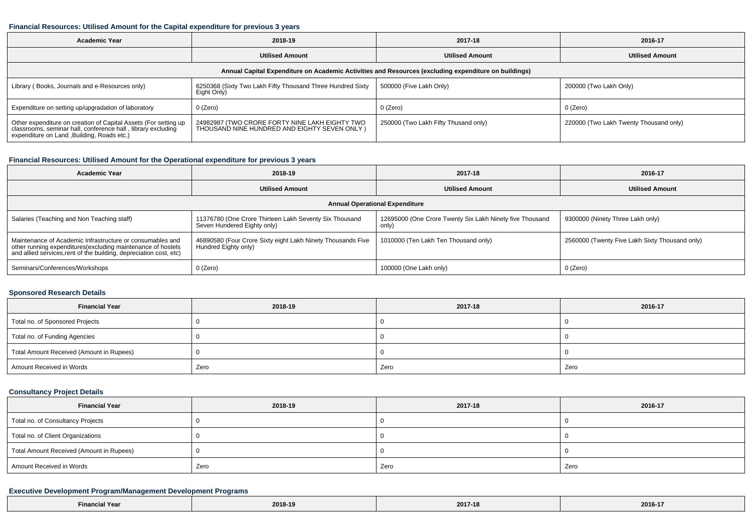#### Financial Resources: Utilised Amount for the Capital expenditure for previous 3 years

| Academic Year | 2018-19 | 2017-18 | 2016-17 |
|---|---|---|---|
| | Utilised Amount | Utilised Amount | Utilised Amount |
| Annual Capital Expenditure on Academic Activities and Resources (excluding expenditure on buildings) | | | |
| Library ( Books, Journals and e-Resources only) | 6250368 (Sixty Two Lakh Fifty Thousand Three Hundred Sixty Eight Only) | 500000 (Five Lakh Only) | 200000 (Two Lakh Only) |
| Expenditure on setting up/upgradation of laboratory | 0 (Zero) | 0 (Zero) | 0 (Zero) |
| Other expenditure on creation of Capital Assets (For setting up classrooms, seminar hall, conference hall , library excluding expenditure on Land ,Building, Roads etc.) | 24982987 (TWO CRORE FORTY NINE LAKH EIGHTY TWO THOUSAND NINE HUNDRED AND EIGHTY SEVEN ONLY ) | 250000 (Two Lakh Fifty Thusand only) | 220000 (Two Lakh Twenty Thousand only) |

#### Financial Resources: Utilised Amount for the Operational expenditure for previous 3 years

| Academic Year | 2018-19 | 2017-18 | 2016-17 |
|---|---|---|---|
| | Utilised Amount | Utilised Amount | Utilised Amount |
| Annual Operational Expenditure | | | |
| Salaries (Teaching and Non Teaching staff) | 11376780 (One Crore Thirteen Lakh Seventy Six Thousand Seven Hundered Eighty only) | 12695000 (One Crore Twenty Six Lakh Ninety five Thousand only) | 9300000 (Ninety Three Lakh only) |
| Maintenance of Academic Infrastructure or consumables and other running expenditures(excluding maintenance of hostels and allied services,rent of the building, depreciation cost, etc) | 46890580 (Four Crore Sixty eight Lakh Ninety Thousands Five Hundred Eighty only) | 1010000 (Ten Lakh Ten Thousand only) | 2560000 (Twenty Five Lakh Sixty Thousand only) |
| Seminars/Conferences/Workshops | 0 (Zero) | 100000 (One Lakh only) | 0 (Zero) |

#### Sponsored Research Details

| Financial Year | 2018-19 | 2017-18 | 2016-17 |
|---|---|---|---|
| Total no. of Sponsored Projects | 0 | 0 | 0 |
| Total no. of Funding Agencies | 0 | 0 | 0 |
| Total Amount Received (Amount in Rupees) | 0 | 0 | 0 |
| Amount Received in Words | Zero | Zero | Zero |

#### Consultancy Project Details

| Financial Year | 2018-19 | 2017-18 | 2016-17 |
|---|---|---|---|
| Total no. of Consultancy Projects | 0 | 0 | 0 |
| Total no. of Client Organizations | 0 | 0 | 0 |
| Total Amount Received (Amount in Rupees) | 0 | 0 | 0 |
| Amount Received in Words | Zero | Zero | Zero |

#### Executive Development Program/Management Development Programs

| Financial Year | 2018-19 | 2017-18 | 2016-17 |
|---|---|---|---|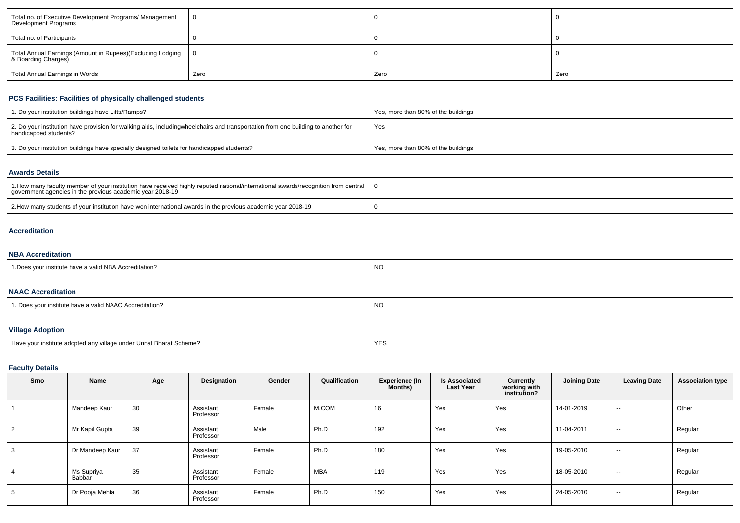| Total no. of Executive Development Programs/ Management Development Programs | 0 | 0 | 0 |
|---|---|---|---|
| Total no. of Participants | 0 | 0 | 0 |
| Total Annual Earnings (Amount in Rupees)(Excluding Lodging & Boarding Charges) | 0 | 0 | 0 |
| Total Annual Earnings in Words | Zero | Zero | Zero |

## PCS Facilities: Facilities of physically challenged students

| | |
|---|---|
| 1. Do your institution buildings have Lifts/Ramps? | Yes, more than 80% of the buildings |
| 2. Do your institution have provision for walking aids, includingwheelchairs and transportation from one building to another for handicapped students? | Yes |
| 3. Do your institution buildings have specially designed toilets for handicapped students? | Yes, more than 80% of the buildings |

## Awards Details

| | |
|---|---|
| 1.How many faculty member of your institution have received highly reputed national/international awards/recognition from central government agencies in the previous academic year 2018-19 | 0 |
| 2.How many students of your institution have won international awards in the previous academic year 2018-19 | 0 |

## Accreditation

## NBA Accreditation

| | |
|---|---|
| 1.Does your institute have a valid NBA Accreditation? | NO |

## NAAC Accreditation

| | |
|---|---|
| 1. Does your institute have a valid NAAC Accreditation? | NO |

## Village Adoption

| | |
|---|---|
| Have your institute adopted any village under Unnat Bharat Scheme? | YES |

## Faculty Details

| Srno | Name | Age | Designation | Gender | Qualification | Experience (In Months) | Is Associated Last Year | Currently working with institution? | Joining Date | Leaving Date | Association type |
|---|---|---|---|---|---|---|---|---|---|---|---|
| 1 | Mandeep Kaur | 30 | Assistant Professor | Female | M.COM | 16 | Yes | Yes | 14-01-2019 | -- | Other |
| 2 | Mr Kapil Gupta | 39 | Assistant Professor | Male | Ph.D | 192 | Yes | Yes | 11-04-2011 | -- | Regular |
| 3 | Dr Mandeep Kaur | 37 | Assistant Professor | Female | Ph.D | 180 | Yes | Yes | 19-05-2010 | -- | Regular |
| 4 | Ms Supriya Babbar | 35 | Assistant Professor | Female | MBA | 119 | Yes | Yes | 18-05-2010 | -- | Regular |
| 5 | Dr Pooja Mehta | 36 | Assistant Professor | Female | Ph.D | 150 | Yes | Yes | 24-05-2010 | -- | Regular |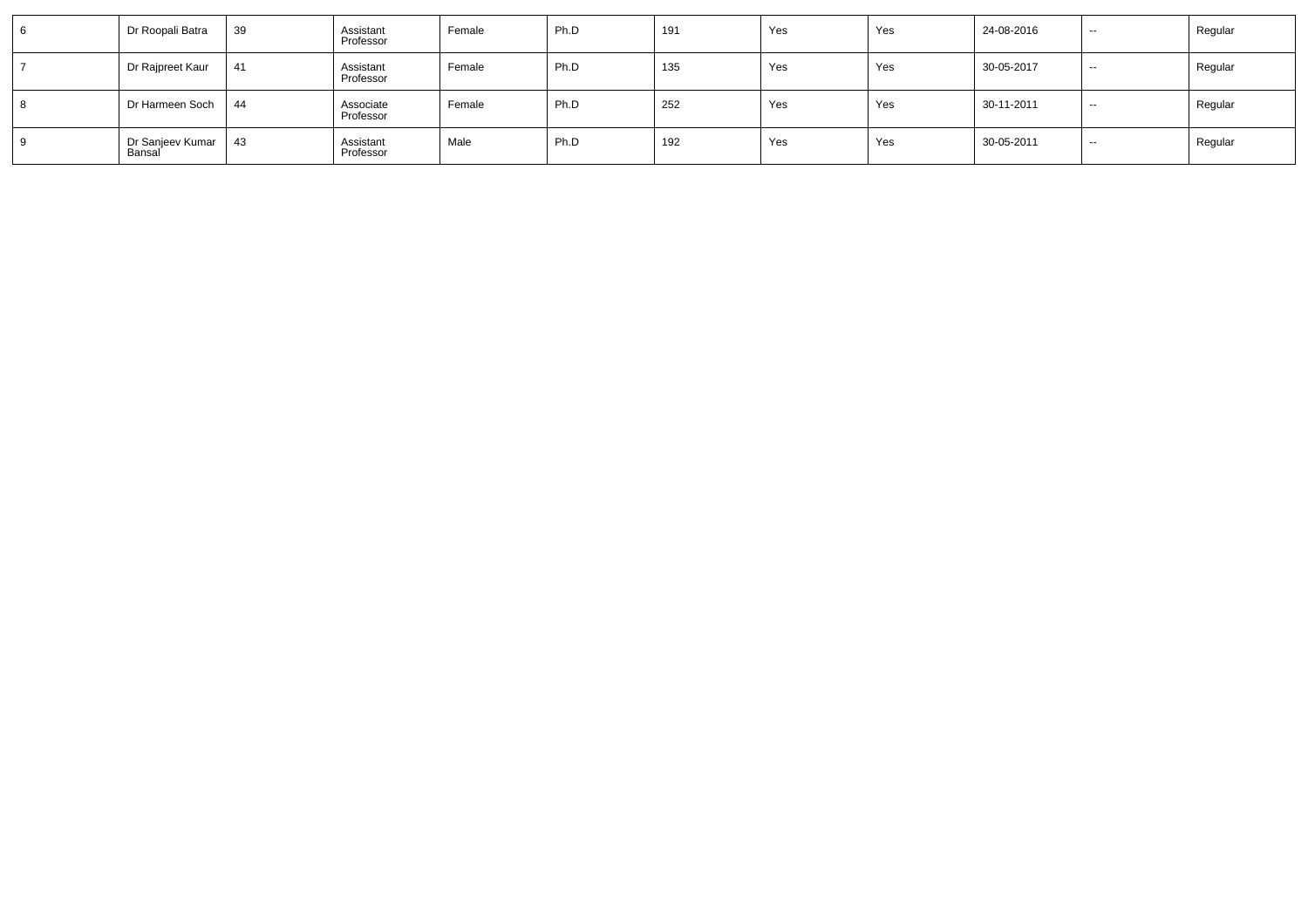| | | | | | | | | | | | |
|---|---|---|---|---|---|---|---|---|---|---|---|
| 6 | Dr Roopali Batra | 39 | Assistant Professor | Female | Ph.D | 191 | Yes | Yes | 24-08-2016 | -- | Regular |
| 7 | Dr Rajpreet Kaur | 41 | Assistant Professor | Female | Ph.D | 135 | Yes | Yes | 30-05-2017 | -- | Regular |
| 8 | Dr Harmeen Soch | 44 | Associate Professor | Female | Ph.D | 252 | Yes | Yes | 30-11-2011 | -- | Regular |
| 9 | Dr Sanjeev Kumar Bansal | 43 | Assistant Professor | Male | Ph.D | 192 | Yes | Yes | 30-05-2011 | -- | Regular |